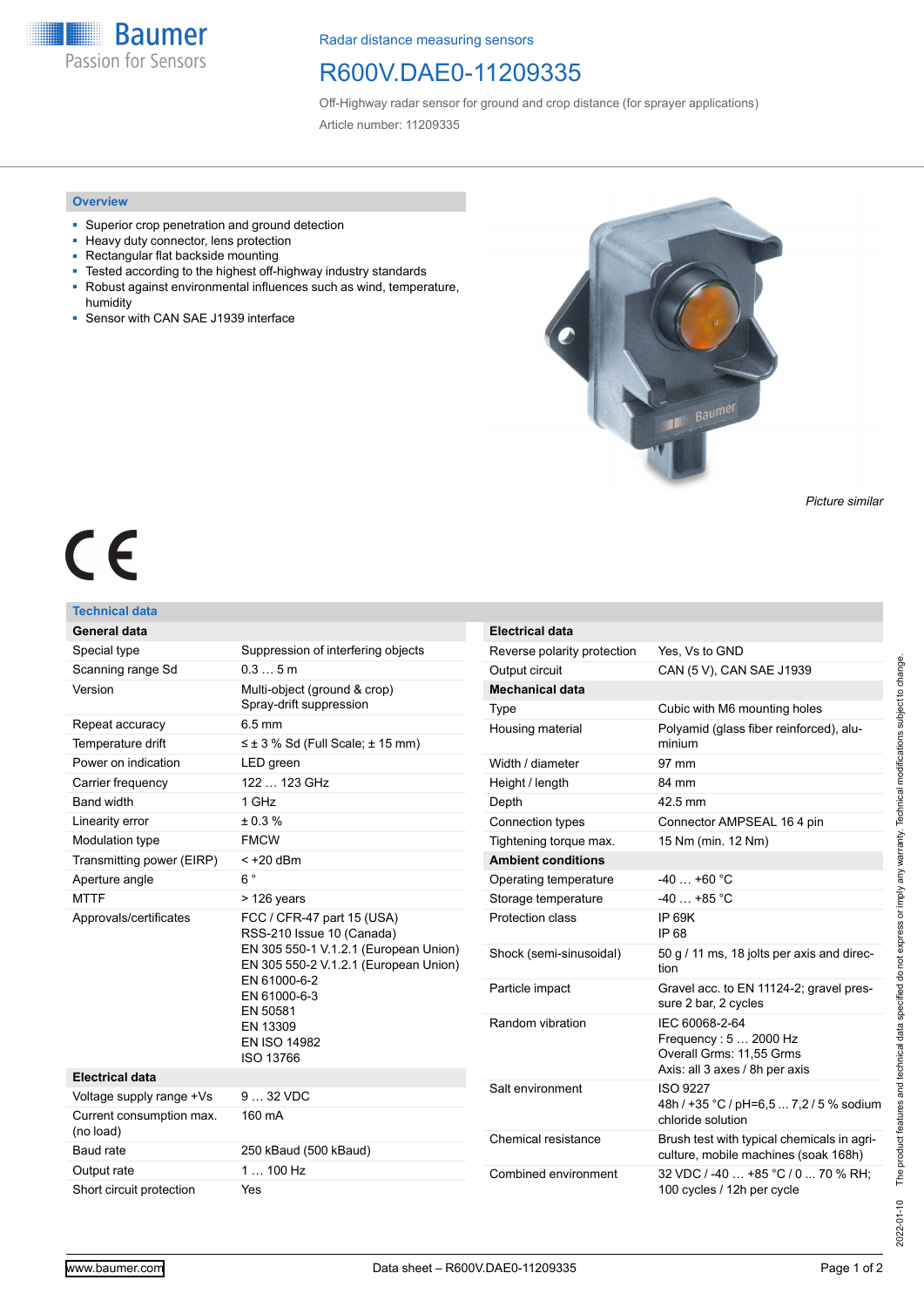Radar distance measuring sensors

# R600V.DAE0-11209335

Off-Highway radar sensor for ground and crop distance (for sprayer applications)

Article number: 11209335

## Overview

- Superior crop penetration and ground detection
- Heavy duty connector, lens protection
- Rectangular flat backside mounting
- Tested according to the highest off-highway industry standards
- Robust against environmental influences such as wind, temperature, humidity
- Sensor with CAN SAE J1939 interface

*Picture similar*

CE

## Technical data

| General data | |
|---|---|
| Special type | Suppression of interfering objects |
| Scanning range Sd | 0.3 … 5 m |
| Version | Multi-object (ground & crop)<br>Spray-drift suppression |
| Repeat accuracy | 6.5 mm |
| Temperature drift | ≤ ± 3 % Sd (Full Scale; ± 15 mm) |
| Power on indication | LED green |
| Carrier frequency | 122 … 123 GHz |
| Band width | 1 GHz |
| Linearity error | ± 0.3 % |
| Modulation type | FMCW |
| Transmitting power (EIRP) | < +20 dBm |
| Aperture angle | 6 ° |
| MTTF | > 126 years |
| Approvals/certificates | FCC / CFR-47 part 15 (USA)<br>RSS-210 Issue 10 (Canada)<br>EN 305 550-1 V.1.2.1 (European Union)<br>EN 305 550-2 V.1.2.1 (European Union)<br>EN 61000-6-2<br>EN 61000-6-3<br>EN 50581<br>EN 13309<br>EN ISO 14982<br>ISO 13766 |
| **Electrical data** | |
| Voltage supply range +Vs | 9 … 32 VDC |
| Current consumption max. (no load) | 160 mA |
| Baud rate | 250 kBaud (500 kBaud) |
| Output rate | 1 … 100 Hz |
| Short circuit protection | Yes |

| Electrical data | |
|---|---|
| Reverse polarity protection | Yes, Vs to GND |
| Output circuit | CAN (5 V), CAN SAE J1939 |
| **Mechanical data** | |
| Type | Cubic with M6 mounting holes |
| Housing material | Polyamid (glass fiber reinforced), aluminium |
| Width / diameter | 97 mm |
| Height / length | 84 mm |
| Depth | 42.5 mm |
| Connection types | Connector AMPSEAL 16 4 pin |
| Tightening torque max. | 15 Nm (min. 12 Nm) |
| **Ambient conditions** | |
| Operating temperature | -40 … +60 °C |
| Storage temperature | -40 … +85 °C |
| Protection class | IP 69K<br>IP 68 |
| Shock (semi-sinusoidal) | 50 g / 11 ms, 18 jolts per axis and direction |
| Particle impact | Gravel acc. to EN 11124-2; gravel pressure 2 bar, 2 cycles |
| Random vibration | IEC 60068-2-64<br>Frequency : 5 … 2000 Hz<br>Overall Grms: 11,55 Grms<br>Axis: all 3 axes / 8h per axis |
| Salt environment | ISO 9227<br>48h / +35 °C / pH=6,5 ... 7,2 / 5 % sodium chloride solution |
| Chemical resistance | Brush test with typical chemicals in agriculture, mobile machines (soak 168h) |
| Combined environment | 32 VDC / -40 … +85 °C / 0 ... 70 % RH; 100 cycles / 12h per cycle |

2022-01-10 The product features and technical data specified do not express or imply any warranty. Technical modifications subject to change.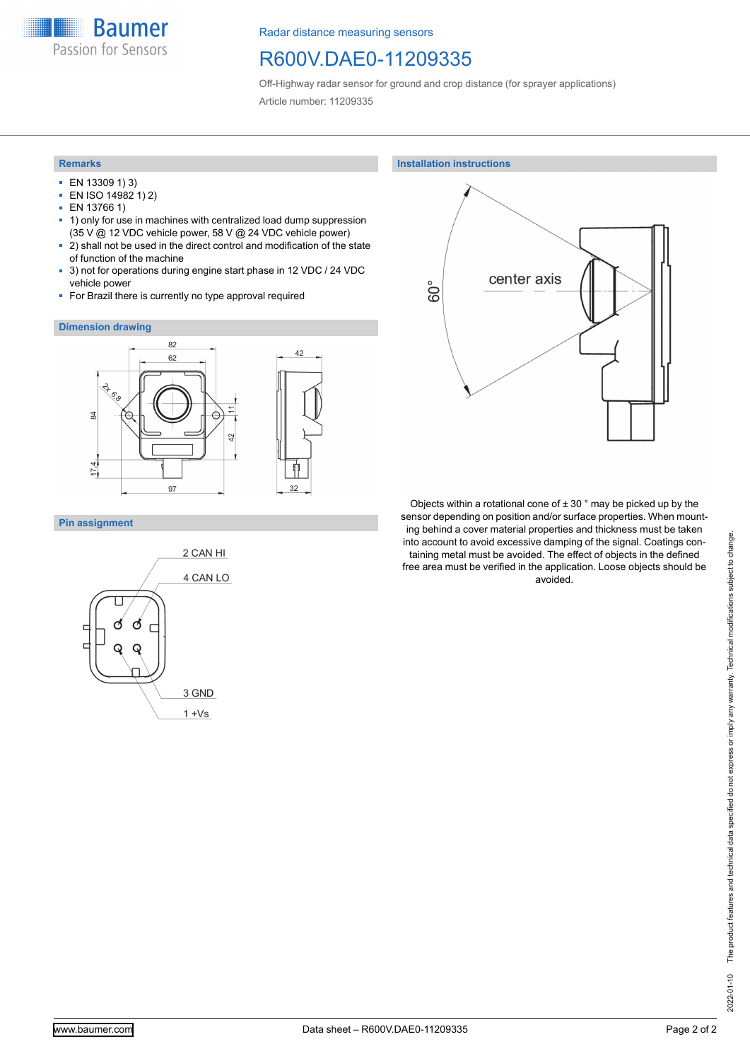Radar distance measuring sensors

# R600V.DAE0-11209335

Off-Highway radar sensor for ground and crop distance (for sprayer applications)

Article number: 11209335

## Remarks

- EN 13309 1) 3)
- EN ISO 14982 1) 2)
- EN 13766 1)
- 1) only for use in machines with centralized load dump suppression (35 V @ 12 VDC vehicle power, 58 V @ 24 VDC vehicle power)
- 2) shall not be used in the direct control and modification of the state of function of the machine
- 3) not for operations during engine start phase in 12 VDC / 24 VDC vehicle power
- For Brazil there is currently no type approval required

## Dimension drawing

82
62
2x 6.8
84
11
42
17.4
97
42
32

## Pin assignment

2 CAN HI
4 CAN LO
3 GND
1 +Vs

## Installation instructions

60°
center axis

Objects within a rotational cone of ± 30 ° may be picked up by the sensor depending on position and/or surface properties. When mounting behind a cover material properties and thickness must be taken into account to avoid excessive damping of the signal. Coatings containing metal must be avoided. The effect of objects in the defined free area must be verified in the application. Loose objects should be avoided.

2022-01-10 The product features and technical data specified do not express or imply any warranty. Technical modifications subject to change.